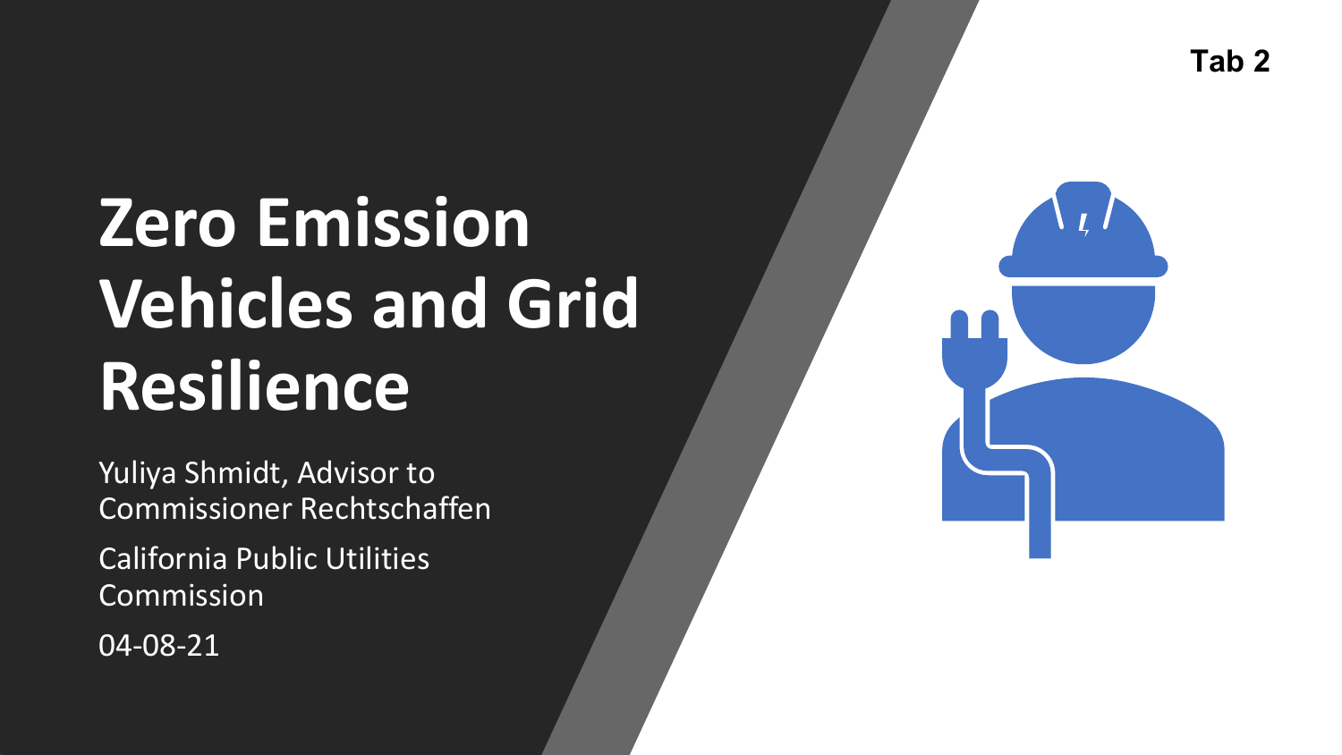Tab 2

# Zero Emission Vehicles and Grid Resilience

Yuliya Shmidt, Advisor to Commissioner Rechtschaffen

California Public Utilities Commission

04-08-21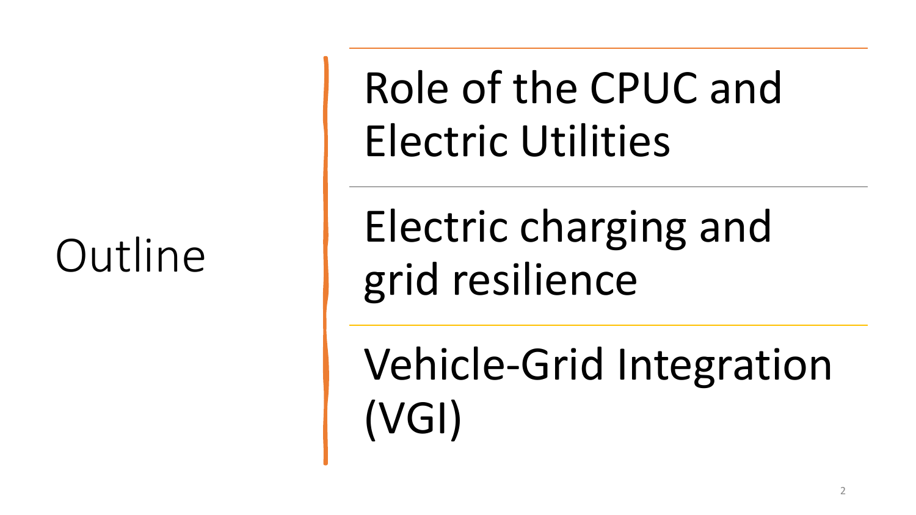# Outline

- Role of the CPUC and Electric Utilities
- Electric charging and grid resilience
- Vehicle-Grid Integration (VGI)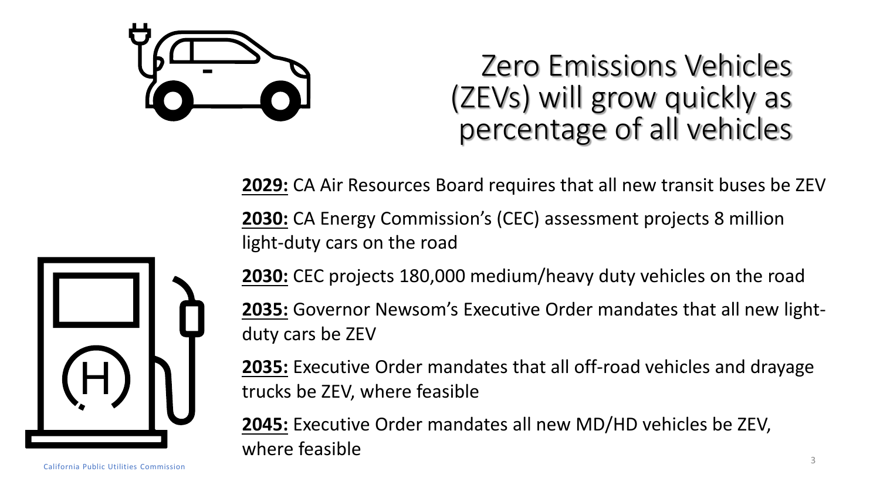# Zero Emissions Vehicles (ZEVs) will grow quickly as percentage of all vehicles

**2029:** CA Air Resources Board requires that all new transit buses be ZEV

**2030:** CA Energy Commission's (CEC) assessment projects 8 million light-duty cars on the road

**2030:** CEC projects 180,000 medium/heavy duty vehicles on the road

**2035:** Governor Newsom's Executive Order mandates that all new light-duty cars be ZEV

**2035:** Executive Order mandates that all off-road vehicles and drayage trucks be ZEV, where feasible

**2045:** Executive Order mandates all new MD/HD vehicles be ZEV, where feasible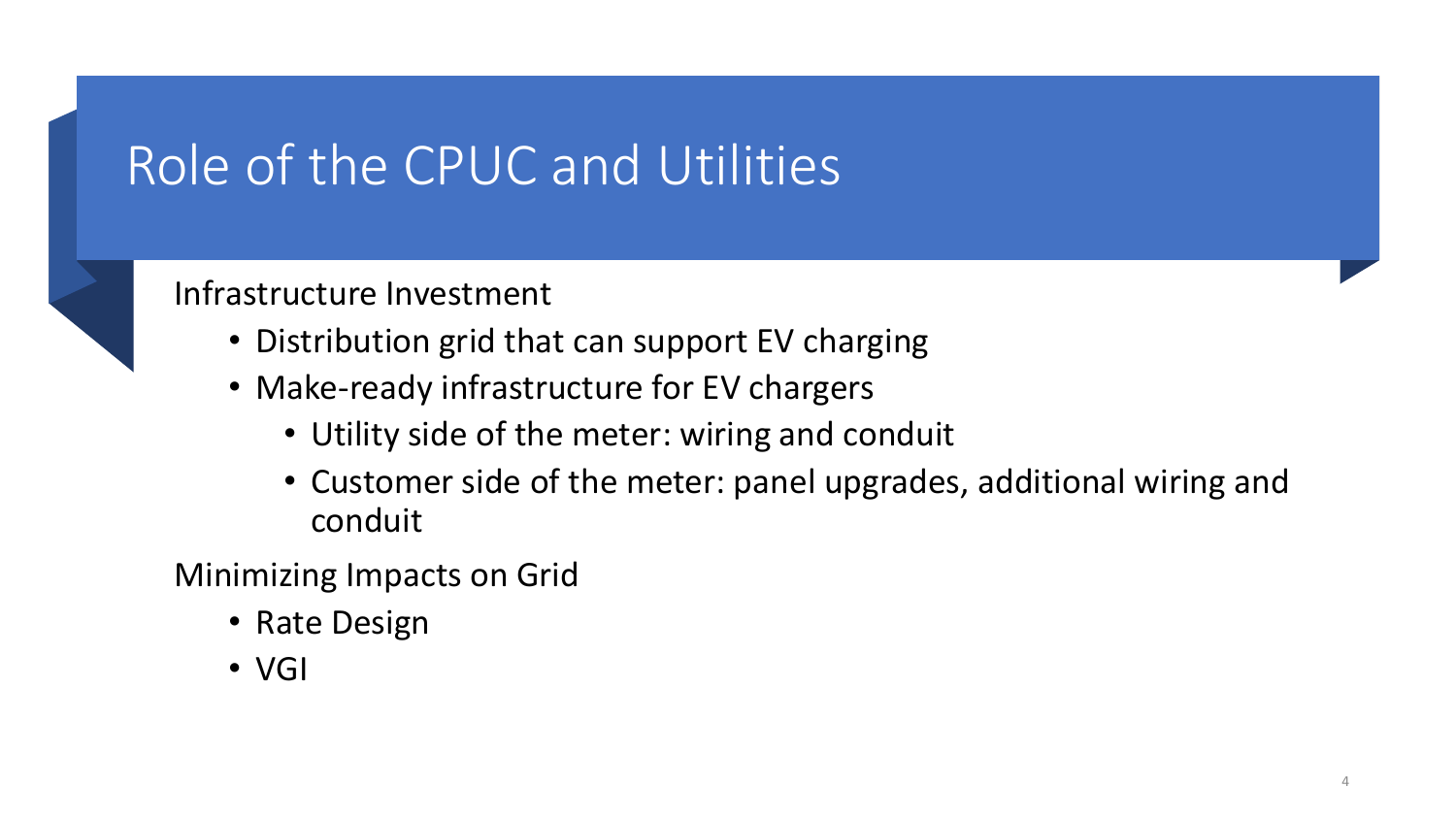# Role of the CPUC and Utilities

Infrastructure Investment

- Distribution grid that can support EV charging
- Make-ready infrastructure for EV chargers
  - Utility side of the meter: wiring and conduit
  - Customer side of the meter: panel upgrades, additional wiring and conduit

Minimizing Impacts on Grid

- Rate Design
- VGI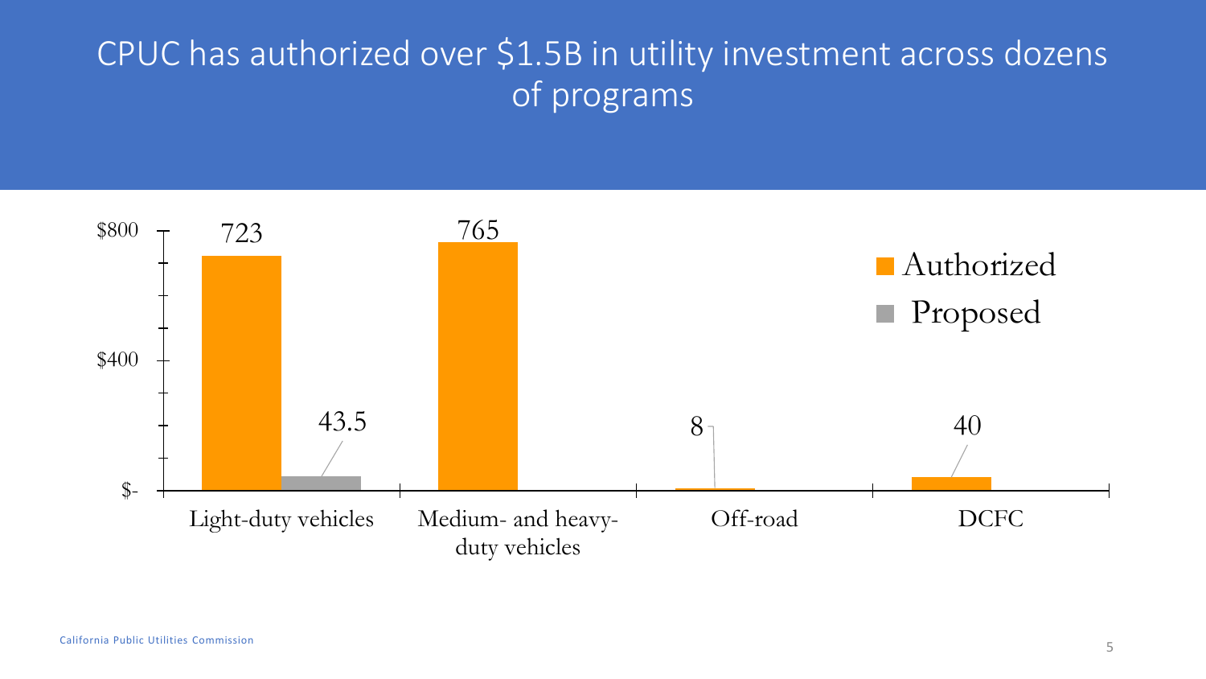# CPUC has authorized over $1.5B in utility investment across dozens of programs

| | Authorized | Proposed |
|---|---|---|
| Light-duty vehicles | 723 | 43.5 |
| Medium- and heavy-duty vehicles | 765 | |
| Off-road | 8 | |
| DCFC | 40 | |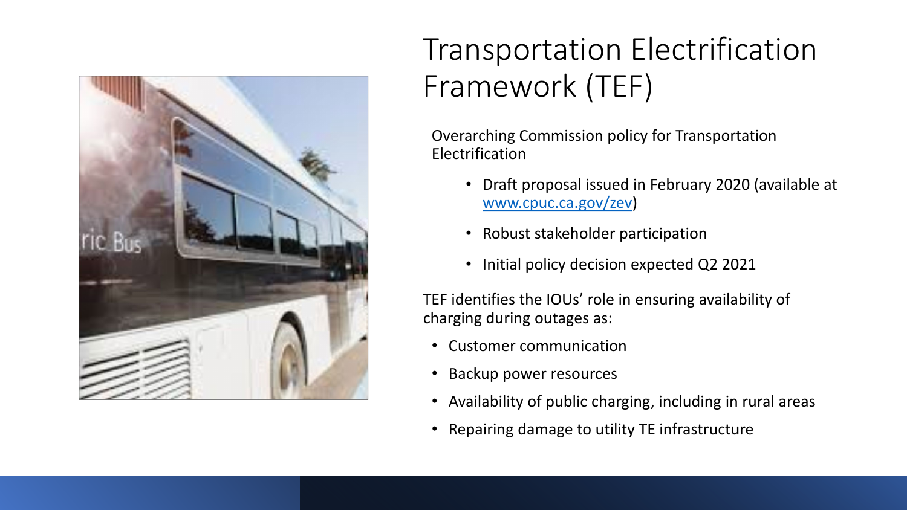# Transportation Electrification Framework (TEF)

Overarching Commission policy for Transportation Electrification

- Draft proposal issued in February 2020 (available at [www.cpuc.ca.gov/zev](www.cpuc.ca.gov/zev))
- Robust stakeholder participation
- Initial policy decision expected Q2 2021

TEF identifies the IOUs' role in ensuring availability of charging during outages as:

- Customer communication
- Backup power resources
- Availability of public charging, including in rural areas
- Repairing damage to utility TE infrastructure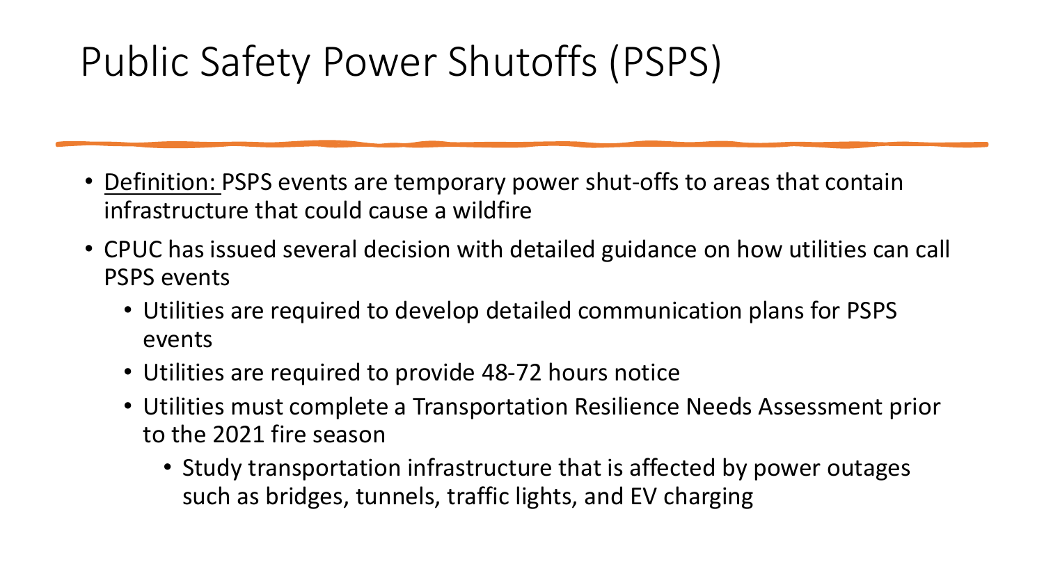# Public Safety Power Shutoffs (PSPS)

- Definition: PSPS events are temporary power shut-offs to areas that contain infrastructure that could cause a wildfire
- CPUC has issued several decision with detailed guidance on how utilities can call PSPS events
  - Utilities are required to develop detailed communication plans for PSPS events
  - Utilities are required to provide 48-72 hours notice
  - Utilities must complete a Transportation Resilience Needs Assessment prior to the 2021 fire season
    - Study transportation infrastructure that is affected by power outages such as bridges, tunnels, traffic lights, and EV charging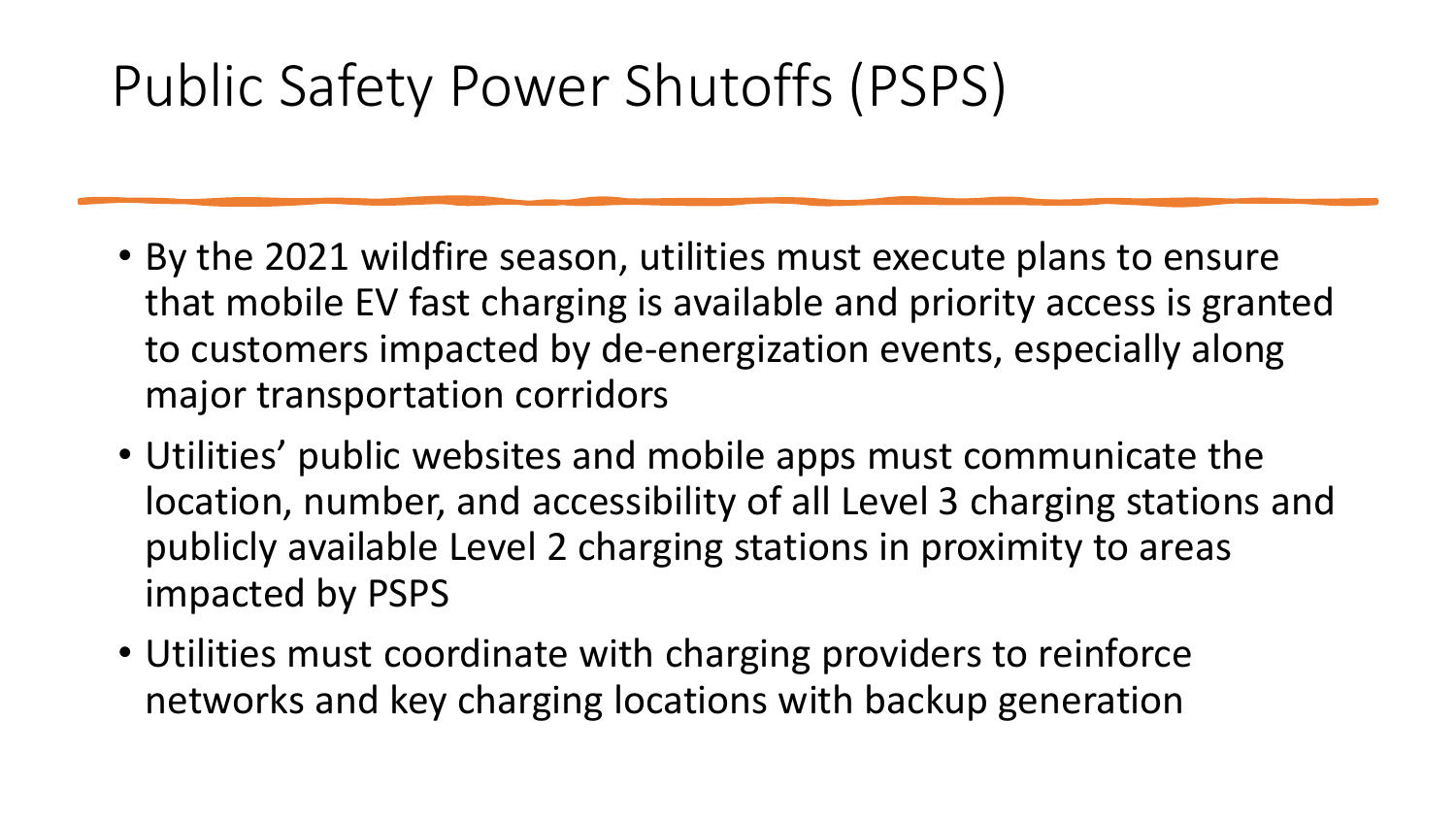# Public Safety Power Shutoffs (PSPS)

- By the 2021 wildfire season, utilities must execute plans to ensure that mobile EV fast charging is available and priority access is granted to customers impacted by de-energization events, especially along major transportation corridors
- Utilities' public websites and mobile apps must communicate the location, number, and accessibility of all Level 3 charging stations and publicly available Level 2 charging stations in proximity to areas impacted by PSPS
- Utilities must coordinate with charging providers to reinforce networks and key charging locations with backup generation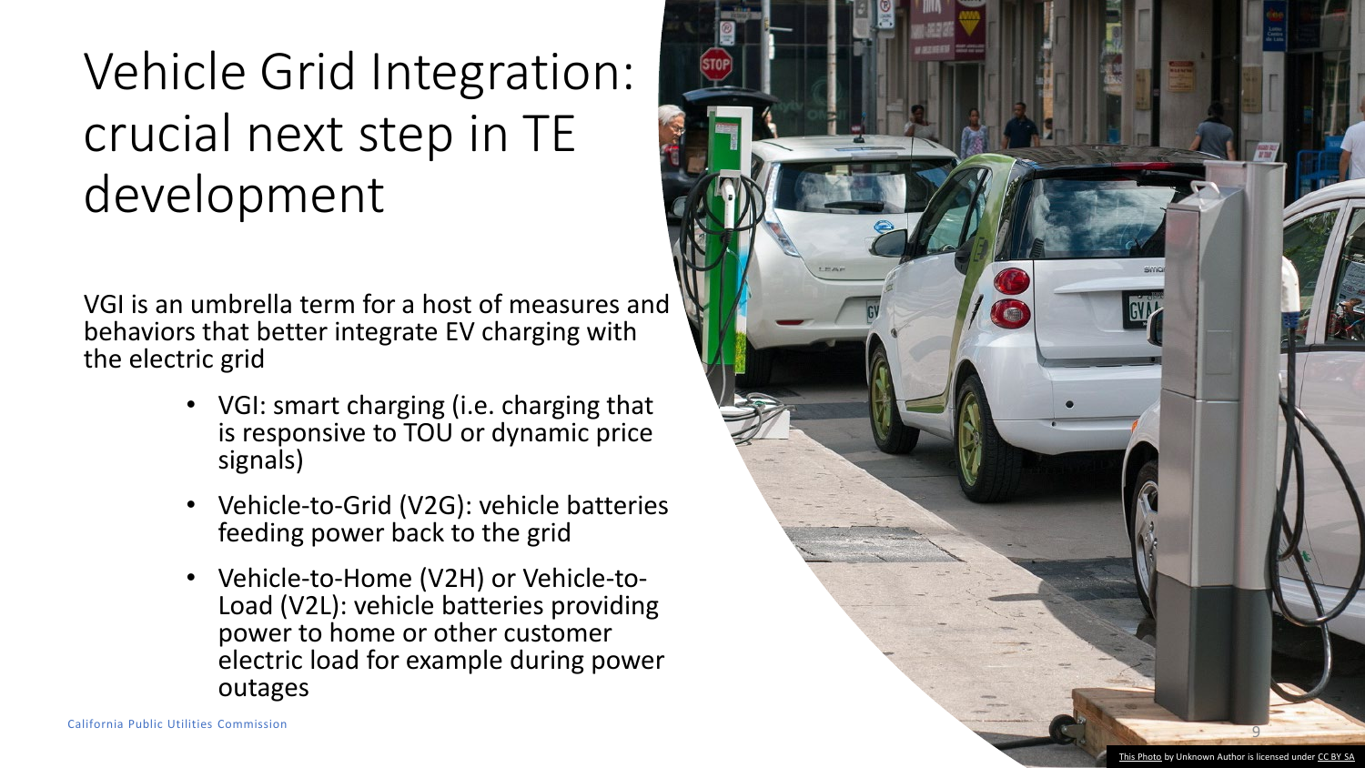# Vehicle Grid Integration: crucial next step in TE development

VGI is an umbrella term for a host of measures and behaviors that better integrate EV charging with the electric grid

- VGI: smart charging (i.e. charging that is responsive to TOU or dynamic price signals)
- Vehicle-to-Grid (V2G): vehicle batteries feeding power back to the grid
- Vehicle-to-Home (V2H) or Vehicle-to-Load (V2L): vehicle batteries providing power to home or other customer electric load for example during power outages

This Photo by Unknown Author is licensed under CC BY SA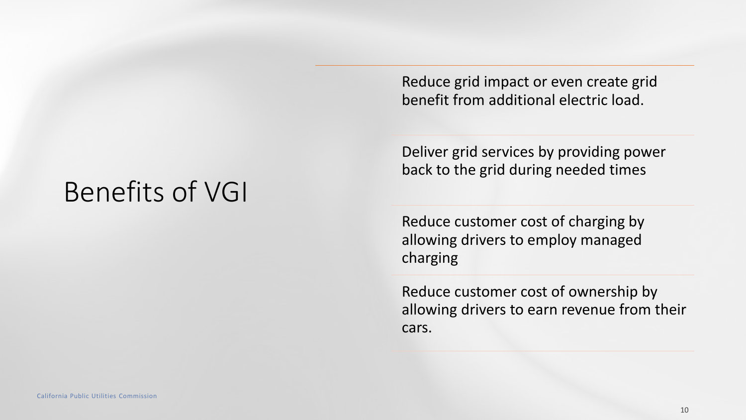# Benefits of VGI

- Reduce grid impact or even create grid benefit from additional electric load.
- Deliver grid services by providing power back to the grid during needed times
- Reduce customer cost of charging by allowing drivers to employ managed charging
- Reduce customer cost of ownership by allowing drivers to earn revenue from their cars.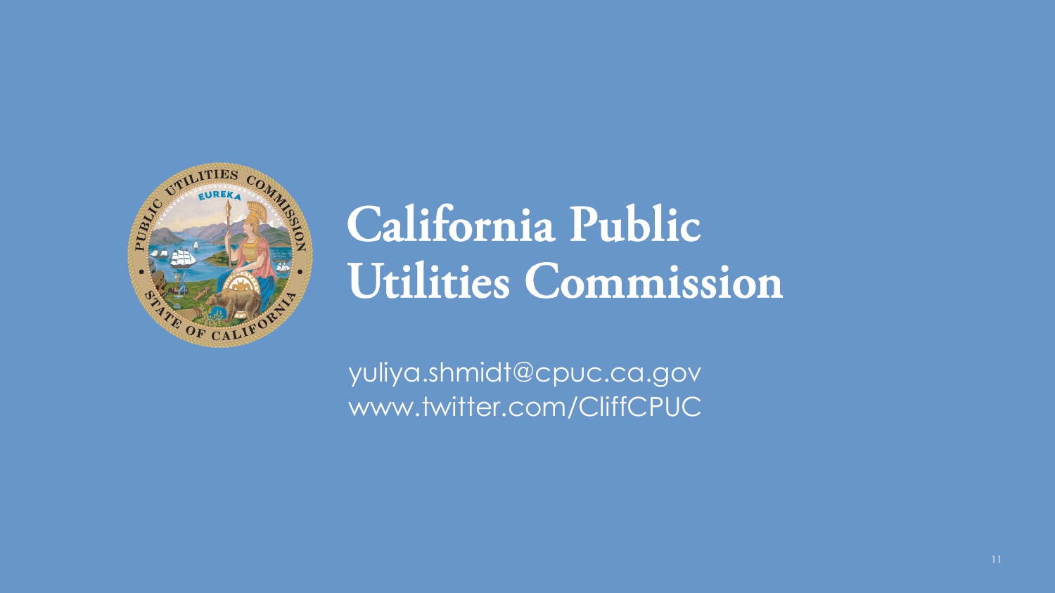# California Public Utilities Commission

yuliya.shmidt@cpuc.ca.gov
www.twitter.com/CliffCPUC